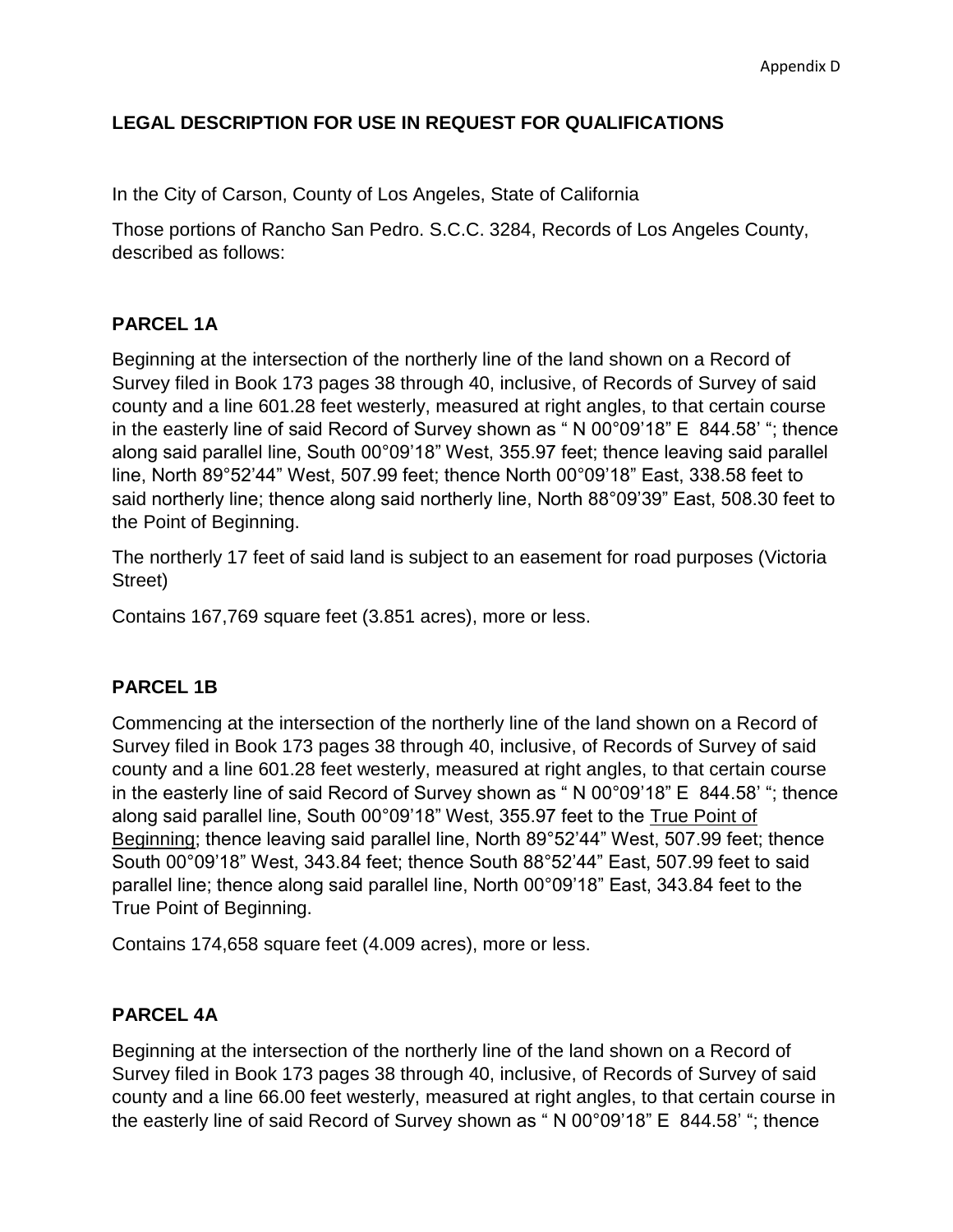Appendix D

**LEGAL DESCRIPTION FOR USE IN REQUEST FOR QUALIFICATIONS**

In the City of Carson, County of Los Angeles, State of California

Those portions of Rancho San Pedro. S.C.C. 3284, Records of Los Angeles County, described as follows:

**PARCEL 1A**

Beginning at the intersection of the northerly line of the land shown on a Record of Survey filed in Book 173 pages 38 through 40, inclusive, of Records of Survey of said county and a line 601.28 feet westerly, measured at right angles, to that certain course in the easterly line of said Record of Survey shown as " N 00°09'18" E 844.58' "; thence along said parallel line, South 00°09'18" West, 355.97 feet; thence leaving said parallel line, North 89°52'44" West, 507.99 feet; thence North 00°09'18" East, 338.58 feet to said northerly line; thence along said northerly line, North 88°09'39" East, 508.30 feet to the Point of Beginning.

The northerly 17 feet of said land is subject to an easement for road purposes (Victoria Street)

Contains 167,769 square feet (3.851 acres), more or less.

**PARCEL 1B**

Commencing at the intersection of the northerly line of the land shown on a Record of Survey filed in Book 173 pages 38 through 40, inclusive, of Records of Survey of said county and a line 601.28 feet westerly, measured at right angles, to that certain course in the easterly line of said Record of Survey shown as " N 00°09'18" E 844.58' "; thence along said parallel line, South 00°09'18" West, 355.97 feet to the True Point of Beginning; thence leaving said parallel line, North 89°52'44" West, 507.99 feet; thence South 00°09'18" West, 343.84 feet; thence South 88°52'44" East, 507.99 feet to said parallel line; thence along said parallel line, North 00°09'18" East, 343.84 feet to the True Point of Beginning.

Contains 174,658 square feet (4.009 acres), more or less.

**PARCEL 4A**

Beginning at the intersection of the northerly line of the land shown on a Record of Survey filed in Book 173 pages 38 through 40, inclusive, of Records of Survey of said county and a line 66.00 feet westerly, measured at right angles, to that certain course in the easterly line of said Record of Survey shown as " N 00°09'18" E 844.58' "; thence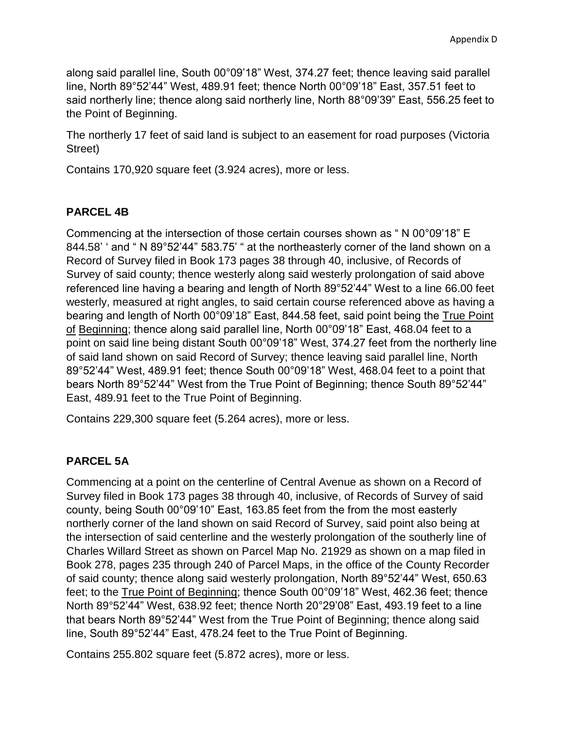along said parallel line, South 00°09'18" West, 374.27 feet; thence leaving said parallel line, North 89°52'44" West, 489.91 feet; thence North 00°09'18" East, 357.51 feet to said northerly line; thence along said northerly line, North 88°09'39" East, 556.25 feet to the Point of Beginning.

The northerly 17 feet of said land is subject to an easement for road purposes (Victoria Street)

Contains 170,920 square feet (3.924 acres), more or less.

## PARCEL 4B

Commencing at the intersection of those certain courses shown as " N 00°09'18" E 844.58' ' and " N 89°52'44" 583.75' " at the northeasterly corner of the land shown on a Record of Survey filed in Book 173 pages 38 through 40, inclusive, of Records of Survey of said county; thence westerly along said westerly prolongation of said above referenced line having a bearing and length of North 89°52'44" West to a line 66.00 feet westerly, measured at right angles, to said certain course referenced above as having a bearing and length of North 00°09'18" East, 844.58 feet, said point being the <u>True Point of Beginning</u>; thence along said parallel line, North 00°09'18" East, 468.04 feet to a point on said line being distant South 00°09'18" West, 374.27 feet from the northerly line of said land shown on said Record of Survey; thence leaving said parallel line, North 89°52'44" West, 489.91 feet; thence South 00°09'18" West, 468.04 feet to a point that bears North 89°52'44" West from the True Point of Beginning; thence South 89°52'44" East, 489.91 feet to the True Point of Beginning.

Contains 229,300 square feet (5.264 acres), more or less.

## PARCEL 5A

Commencing at a point on the centerline of Central Avenue as shown on a Record of Survey filed in Book 173 pages 38 through 40, inclusive, of Records of Survey of said county, being South 00°09'10" East, 163.85 feet from the from the most easterly northerly corner of the land shown on said Record of Survey, said point also being at the intersection of said centerline and the westerly prolongation of the southerly line of Charles Willard Street as shown on Parcel Map No. 21929 as shown on a map filed in Book 278, pages 235 through 240 of Parcel Maps, in the office of the County Recorder of said county; thence along said westerly prolongation, North 89°52'44" West, 650.63 feet; to the <u>True Point of Beginning</u>; thence South 00°09'18" West, 462.36 feet; thence North 89°52'44" West, 638.92 feet; thence North 20°29'08" East, 493.19 feet to a line that bears North 89°52'44" West from the True Point of Beginning; thence along said line, South 89°52'44" East, 478.24 feet to the True Point of Beginning.

Contains 255.802 square feet (5.872 acres), more or less.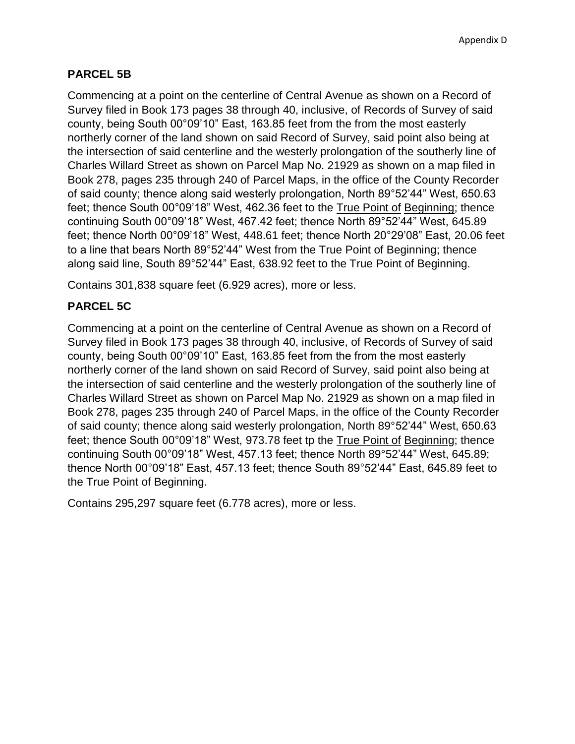## PARCEL 5B

Commencing at a point on the centerline of Central Avenue as shown on a Record of Survey filed in Book 173 pages 38 through 40, inclusive, of Records of Survey of said county, being South 00°09'10" East, 163.85 feet from the from the most easterly northerly corner of the land shown on said Record of Survey, said point also being at the intersection of said centerline and the westerly prolongation of the southerly line of Charles Willard Street as shown on Parcel Map No. 21929 as shown on a map filed in Book 278, pages 235 through 240 of Parcel Maps, in the office of the County Recorder of said county; thence along said westerly prolongation, North 89°52'44" West, 650.63 feet; thence South 00°09'18" West, 462.36 feet to the True Point of Beginning; thence continuing South 00°09'18" West, 467.42 feet; thence North 89°52'44" West, 645.89 feet; thence North 00°09'18" West, 448.61 feet; thence North 20°29'08" East, 20.06 feet to a line that bears North 89°52'44" West from the True Point of Beginning; thence along said line, South 89°52'44" East, 638.92 feet to the True Point of Beginning.

Contains 301,838 square feet (6.929 acres), more or less.

## PARCEL 5C

Commencing at a point on the centerline of Central Avenue as shown on a Record of Survey filed in Book 173 pages 38 through 40, inclusive, of Records of Survey of said county, being South 00°09'10" East, 163.85 feet from the from the most easterly northerly corner of the land shown on said Record of Survey, said point also being at the intersection of said centerline and the westerly prolongation of the southerly line of Charles Willard Street as shown on Parcel Map No. 21929 as shown on a map filed in Book 278, pages 235 through 240 of Parcel Maps, in the office of the County Recorder of said county; thence along said westerly prolongation, North 89°52'44" West, 650.63 feet; thence South 00°09'18" West, 973.78 feet tp the True Point of Beginning; thence continuing South 00°09'18" West, 457.13 feet; thence North 89°52'44" West, 645.89; thence North 00°09'18" East, 457.13 feet; thence South 89°52'44" East, 645.89 feet to the True Point of Beginning.

Contains 295,297 square feet (6.778 acres), more or less.